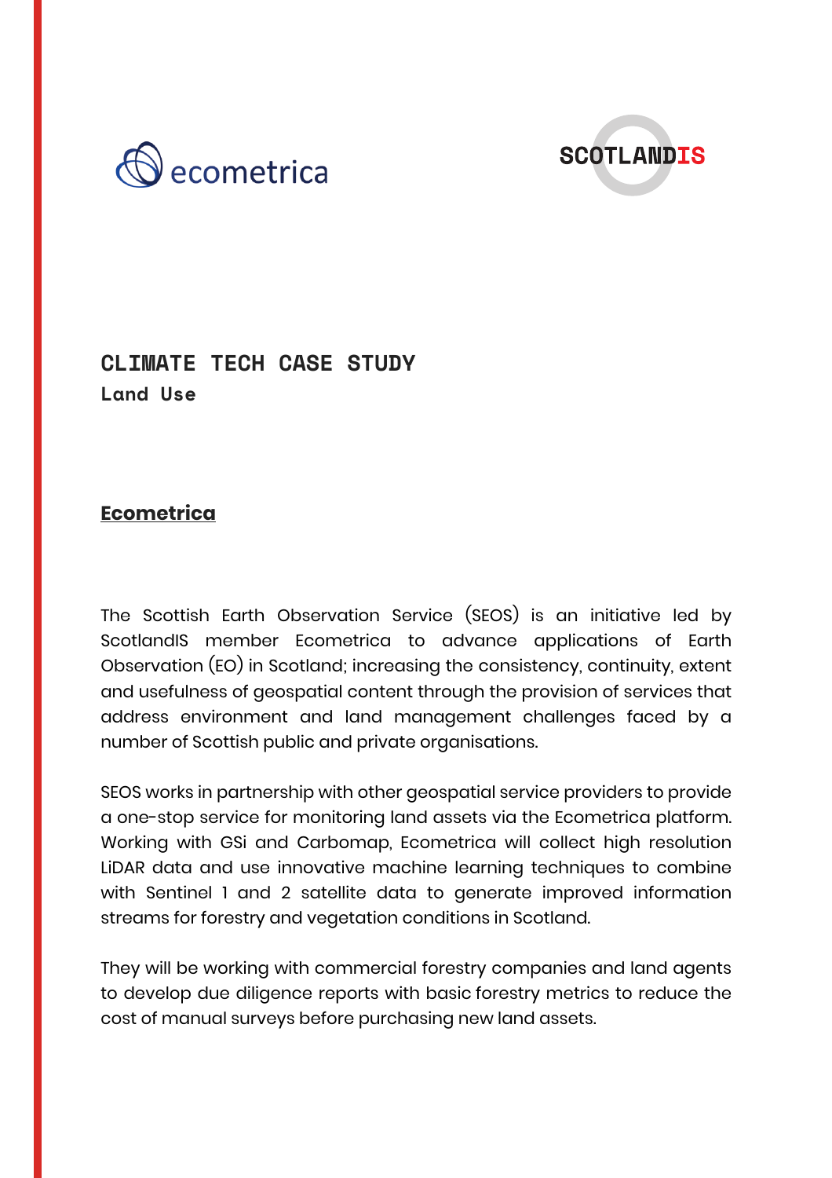# CLIMATE TECH CASE STUDY

## Land Use

### Ecometrica

The Scottish Earth Observation Service (SEOS) is an initiative led by ScotlandIS member Ecometrica to advance applications of Earth Observation (EO) in Scotland; increasing the consistency, continuity, extent and usefulness of geospatial content through the provision of services that address environment and land management challenges faced by a number of Scottish public and private organisations.

SEOS works in partnership with other geospatial service providers to provide a one-stop service for monitoring land assets via the Ecometrica platform. Working with GSi and Carbomap, Ecometrica will collect high resolution LiDAR data and use innovative machine learning techniques to combine with Sentinel 1 and 2 satellite data to generate improved information streams for forestry and vegetation conditions in Scotland.

They will be working with commercial forestry companies and land agents to develop due diligence reports with basic forestry metrics to reduce the cost of manual surveys before purchasing new land assets.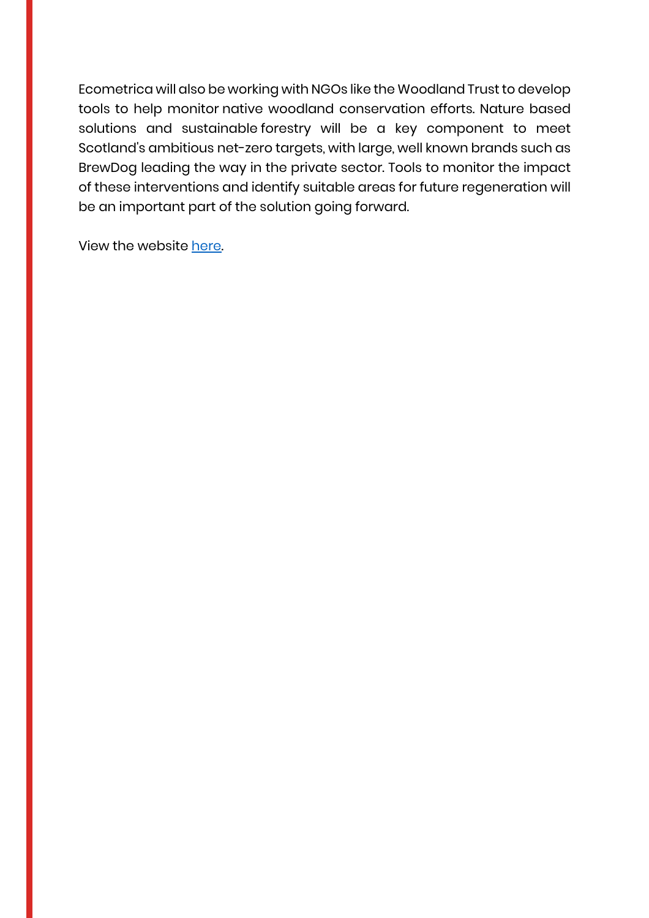Ecometrica will also be working with NGOs like the Woodland Trust to develop tools to help monitor native woodland conservation efforts. Nature based solutions and sustainable forestry will be a key component to meet Scotland's ambitious net-zero targets, with large, well known brands such as BrewDog leading the way in the private sector. Tools to monitor the impact of these interventions and identify suitable areas for future regeneration will be an important part of the solution going forward.

View the website here.